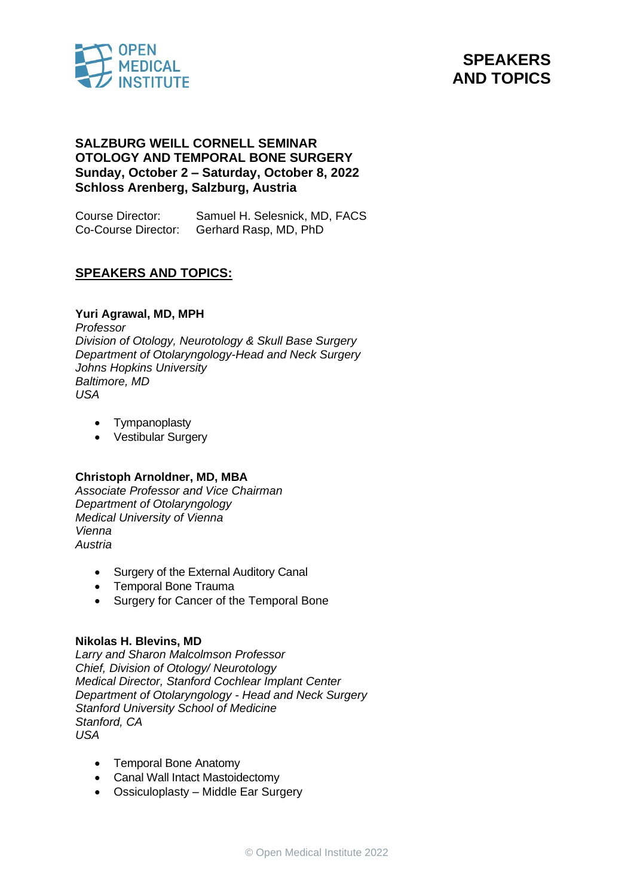# SPEAKERS AND TOPICS

**SALZBURG WEILL CORNELL SEMINAR**
**OTOLOGY AND TEMPORAL BONE SURGERY**
**Sunday, October 2 – Saturday, October 8, 2022**
**Schloss Arenberg, Salzburg, Austria**

Course Director: Samuel H. Selesnick, MD, FACS
Co-Course Director: Gerhard Rasp, MD, PhD

## SPEAKERS AND TOPICS:

**Yuri Agrawal, MD, MPH**
*Professor*
*Division of Otology, Neurotology & Skull Base Surgery*
*Department of Otolaryngology-Head and Neck Surgery*
*Johns Hopkins University*
*Baltimore, MD*
*USA*

- Tympanoplasty
- Vestibular Surgery

**Christoph Arnoldner, MD, MBA**
*Associate Professor and Vice Chairman*
*Department of Otolaryngology*
*Medical University of Vienna*
*Vienna*
*Austria*

- Surgery of the External Auditory Canal
- Temporal Bone Trauma
- Surgery for Cancer of the Temporal Bone

**Nikolas H. Blevins, MD**
*Larry and Sharon Malcolmson Professor*
*Chief, Division of Otology/ Neurotology*
*Medical Director, Stanford Cochlear Implant Center*
*Department of Otolaryngology - Head and Neck Surgery*
*Stanford University School of Medicine*
*Stanford, CA*
*USA*

- Temporal Bone Anatomy
- Canal Wall Intact Mastoidectomy
- Ossiculoplasty – Middle Ear Surgery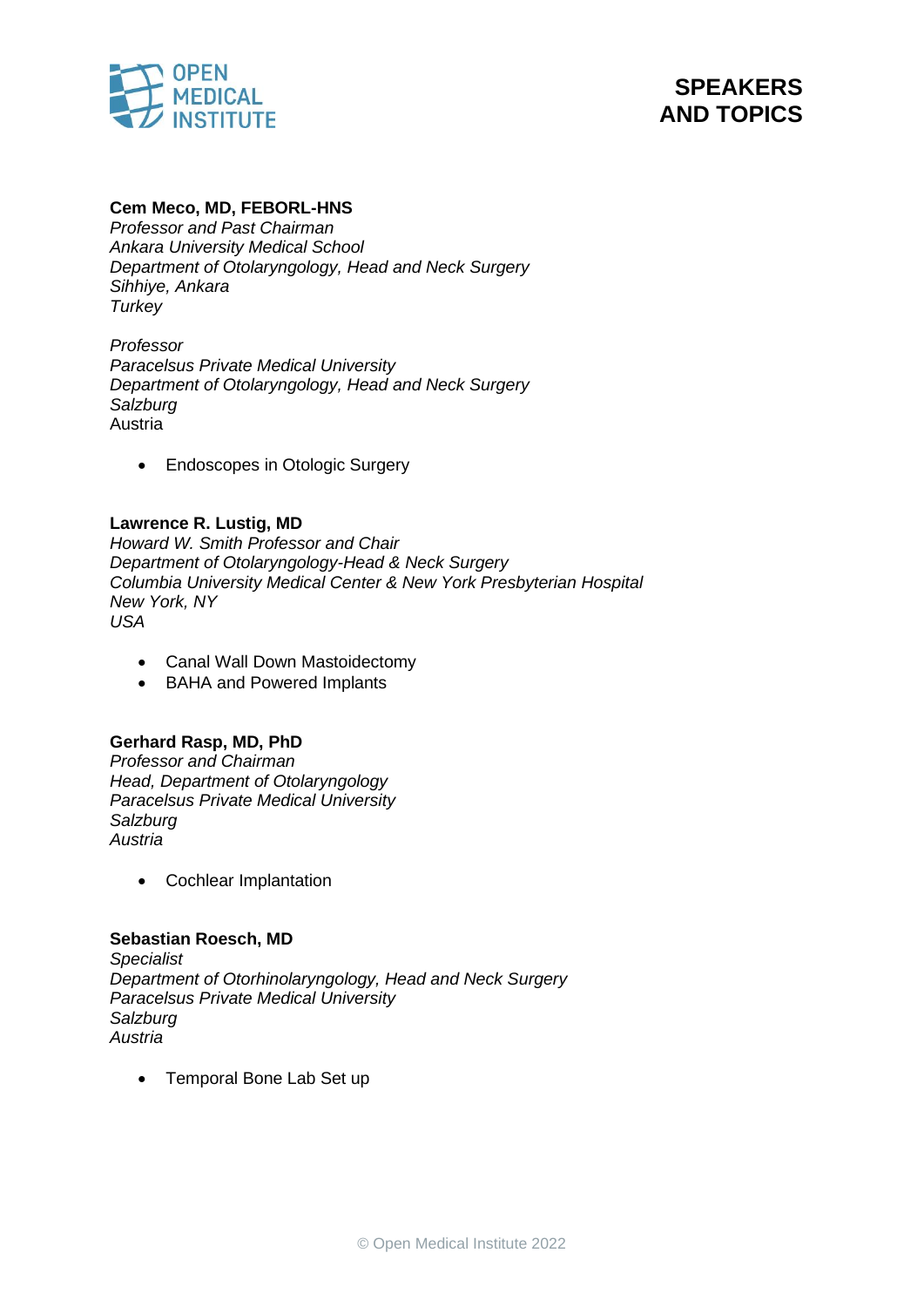# SPEAKERS AND TOPICS

**Cem Meco, MD, FEBORL-HNS**
*Professor and Past Chairman*
*Ankara University Medical School*
*Department of Otolaryngology, Head and Neck Surgery*
*Sihhiye, Ankara*
*Turkey*

*Professor*
*Paracelsus Private Medical University*
*Department of Otolaryngology, Head and Neck Surgery*
*Salzburg*
Austria

- Endoscopes in Otologic Surgery

**Lawrence R. Lustig, MD**
*Howard W. Smith Professor and Chair*
*Department of Otolaryngology-Head & Neck Surgery*
*Columbia University Medical Center & New York Presbyterian Hospital*
*New York, NY*
*USA*

- Canal Wall Down Mastoidectomy
- BAHA and Powered Implants

**Gerhard Rasp, MD, PhD**
*Professor and Chairman*
*Head, Department of Otolaryngology*
*Paracelsus Private Medical University*
*Salzburg*
*Austria*

- Cochlear Implantation

**Sebastian Roesch, MD**
*Specialist*
*Department of Otorhinolaryngology, Head and Neck Surgery*
*Paracelsus Private Medical University*
*Salzburg*
*Austria*

- Temporal Bone Lab Set up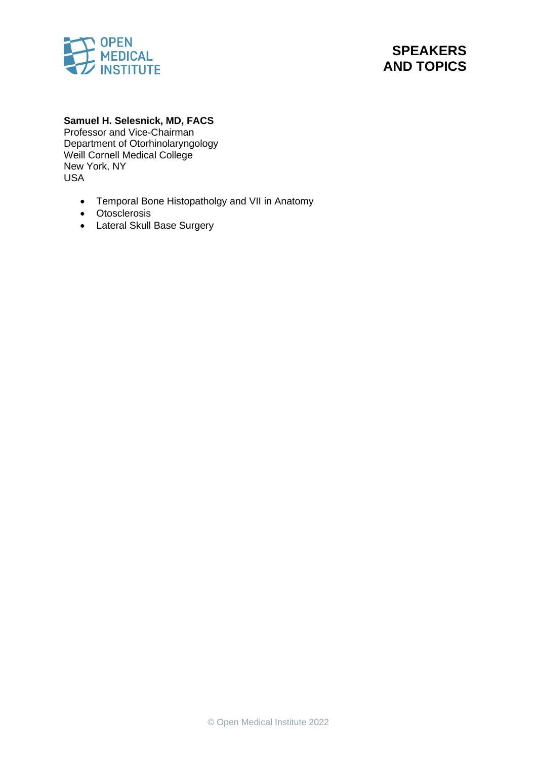# SPEAKERS AND TOPICS

**Samuel H. Selesnick, MD, FACS**
Professor and Vice-Chairman
Department of Otorhinolaryngology
Weill Cornell Medical College
New York, NY
USA

- Temporal Bone Histopatholgy and VII in Anatomy
- Otosclerosis
- Lateral Skull Base Surgery